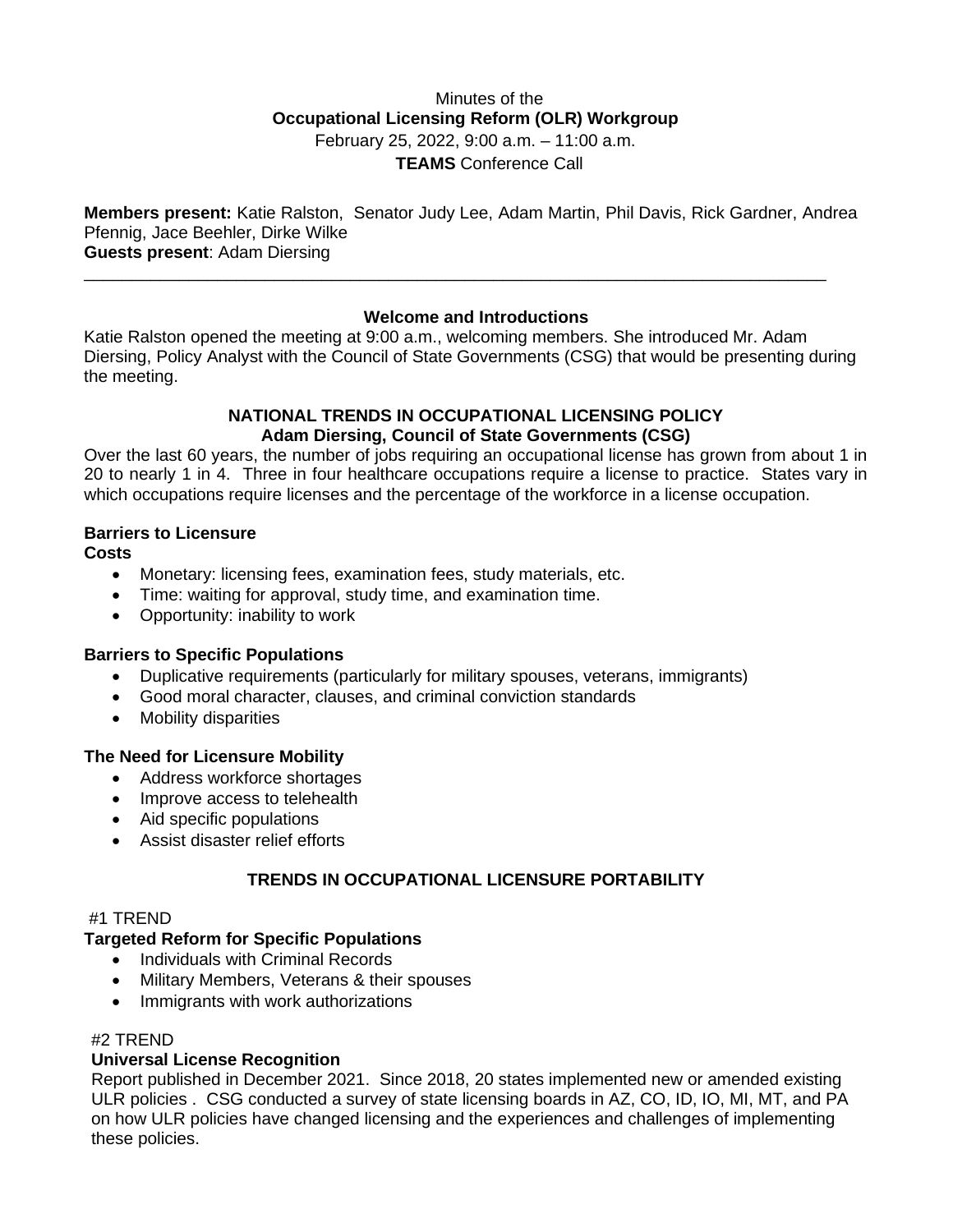Minutes of the

**Occupational Licensing Reform (OLR) Workgroup**

February 25, 2022, 9:00 a.m. – 11:00 a.m.

**TEAMS** Conference Call

**Members present:** Katie Ralston, Senator Judy Lee, Adam Martin, Phil Davis, Rick Gardner, Andrea Pfennig, Jace Beehler, Dirke Wilke
**Guests present**: Adam Diersing

---

## Welcome and Introductions

Katie Ralston opened the meeting at 9:00 a.m., welcoming members. She introduced Mr. Adam Diersing, Policy Analyst with the Council of State Governments (CSG) that would be presenting during the meeting.

## NATIONAL TRENDS IN OCCUPATIONAL LICENSING POLICY
### Adam Diersing, Council of State Governments (CSG)

Over the last 60 years, the number of jobs requiring an occupational license has grown from about 1 in 20 to nearly 1 in 4. Three in four healthcare occupations require a license to practice. States vary in which occupations require licenses and the percentage of the workforce in a license occupation.

**Barriers to Licensure**

**Costs**

- Monetary: licensing fees, examination fees, study materials, etc.
- Time: waiting for approval, study time, and examination time.
- Opportunity: inability to work

**Barriers to Specific Populations**

- Duplicative requirements (particularly for military spouses, veterans, immigrants)
- Good moral character, clauses, and criminal conviction standards
- Mobility disparities

**The Need for Licensure Mobility**

- Address workforce shortages
- Improve access to telehealth
- Aid specific populations
- Assist disaster relief efforts

## TRENDS IN OCCUPATIONAL LICENSURE PORTABILITY

#1 TREND

**Targeted Reform for Specific Populations**

- Individuals with Criminal Records
- Military Members, Veterans & their spouses
- Immigrants with work authorizations

#2 TREND

**Universal License Recognition**

Report published in December 2021. Since 2018, 20 states implemented new or amended existing ULR policies . CSG conducted a survey of state licensing boards in AZ, CO, ID, IO, MI, MT, and PA on how ULR policies have changed licensing and the experiences and challenges of implementing these policies.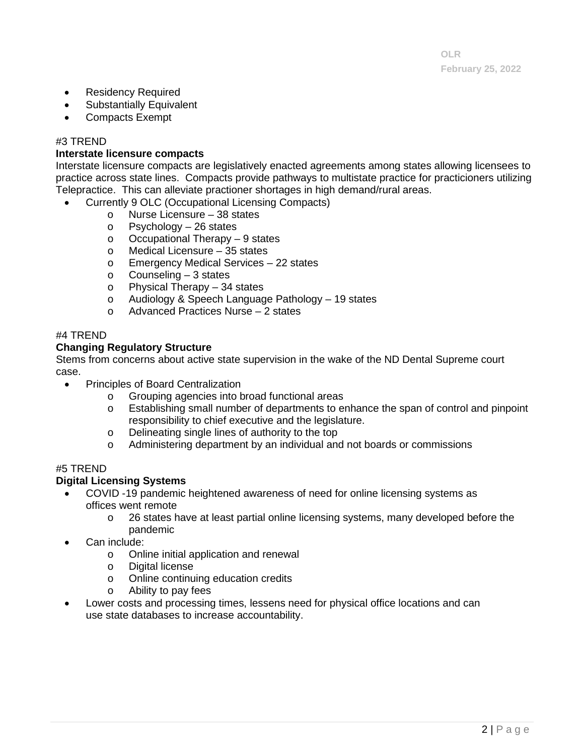- Residency Required
- Substantially Equivalent
- Compacts Exempt

#3 TREND

**Interstate licensure compacts**

Interstate licensure compacts are legislatively enacted agreements among states allowing licensees to practice across state lines. Compacts provide pathways to multistate practice for practicioners utilizing Telepractice. This can alleviate practioner shortages in high demand/rural areas.

- Currently 9 OLC (Occupational Licensing Compacts)
  - Nurse Licensure – 38 states
  - Psychology – 26 states
  - Occupational Therapy – 9 states
  - Medical Licensure – 35 states
  - Emergency Medical Services – 22 states
  - Counseling – 3 states
  - Physical Therapy – 34 states
  - Audiology & Speech Language Pathology – 19 states
  - Advanced Practices Nurse – 2 states

#4 TREND

**Changing Regulatory Structure**

Stems from concerns about active state supervision in the wake of the ND Dental Supreme court case.

- Principles of Board Centralization
  - Grouping agencies into broad functional areas
  - Establishing small number of departments to enhance the span of control and pinpoint responsibility to chief executive and the legislature.
  - Delineating single lines of authority to the top
  - Administering department by an individual and not boards or commissions

#5 TREND

**Digital Licensing Systems**

- COVID -19 pandemic heightened awareness of need for online licensing systems as offices went remote
  - 26 states have at least partial online licensing systems, many developed before the pandemic
- Can include:
  - Online initial application and renewal
  - Digital license
  - Online continuing education credits
  - Ability to pay fees
- Lower costs and processing times, lessens need for physical office locations and can use state databases to increase accountability.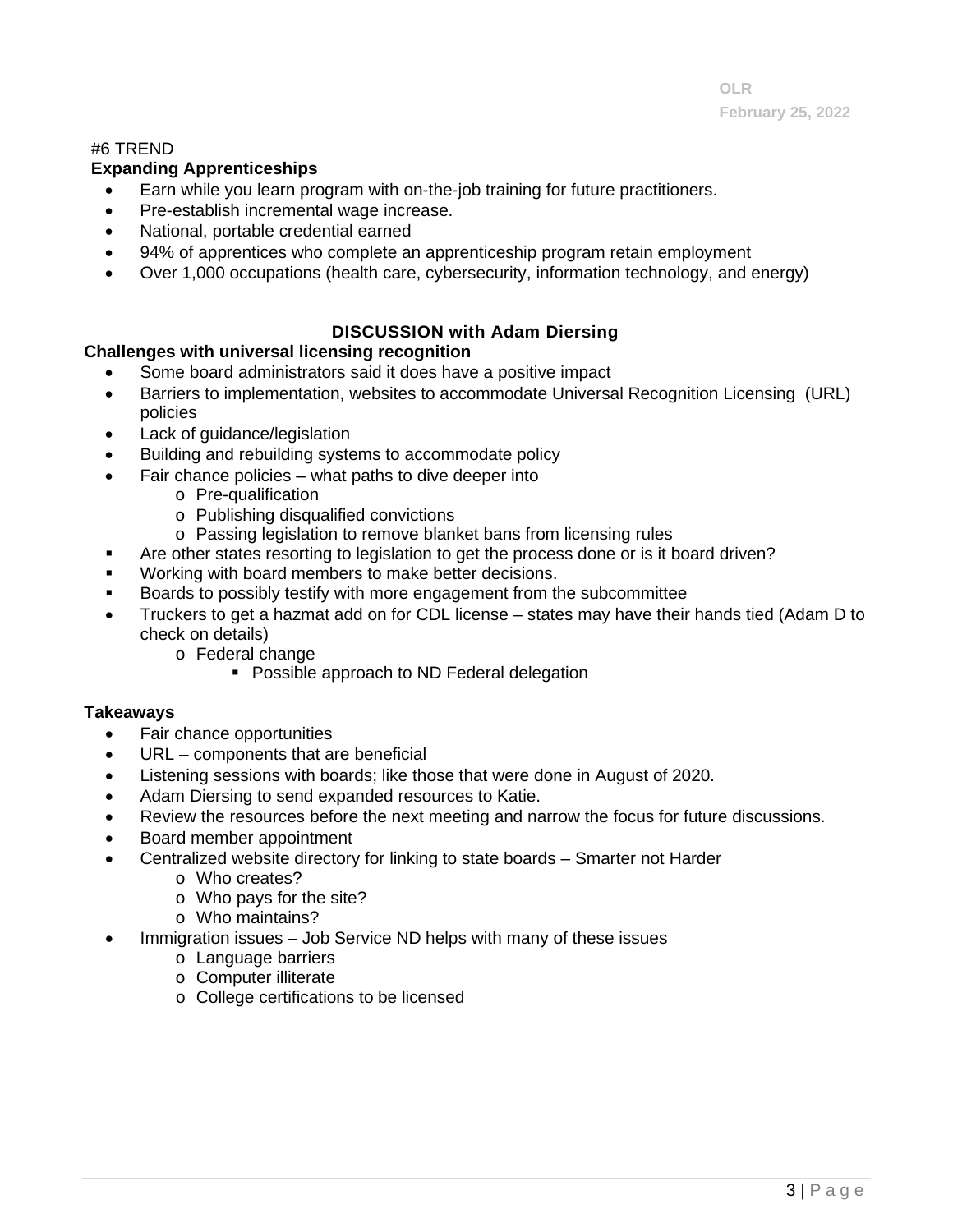#6 TREND

**Expanding Apprenticeships**

- Earn while you learn program with on-the-job training for future practitioners.
- Pre-establish incremental wage increase.
- National, portable credential earned
- 94% of apprentices who complete an apprenticeship program retain employment
- Over 1,000 occupations (health care, cybersecurity, information technology, and energy)

## DISCUSSION with Adam Diersing

**Challenges with universal licensing recognition**

- Some board administrators said it does have a positive impact
- Barriers to implementation, websites to accommodate Universal Recognition Licensing (URL) policies
- Lack of guidance/legislation
- Building and rebuilding systems to accommodate policy
- Fair chance policies – what paths to dive deeper into
  - Pre-qualification
  - Publishing disqualified convictions
  - Passing legislation to remove blanket bans from licensing rules
- Are other states resorting to legislation to get the process done or is it board driven?
- Working with board members to make better decisions.
- Boards to possibly testify with more engagement from the subcommittee
- Truckers to get a hazmat add on for CDL license – states may have their hands tied (Adam D to check on details)
  - Federal change
    - Possible approach to ND Federal delegation

**Takeaways**

- Fair chance opportunities
- URL – components that are beneficial
- Listening sessions with boards; like those that were done in August of 2020.
- Adam Diersing to send expanded resources to Katie.
- Review the resources before the next meeting and narrow the focus for future discussions.
- Board member appointment
- Centralized website directory for linking to state boards – Smarter not Harder
  - Who creates?
  - Who pays for the site?
  - Who maintains?
- Immigration issues – Job Service ND helps with many of these issues
  - Language barriers
  - Computer illiterate
  - College certifications to be licensed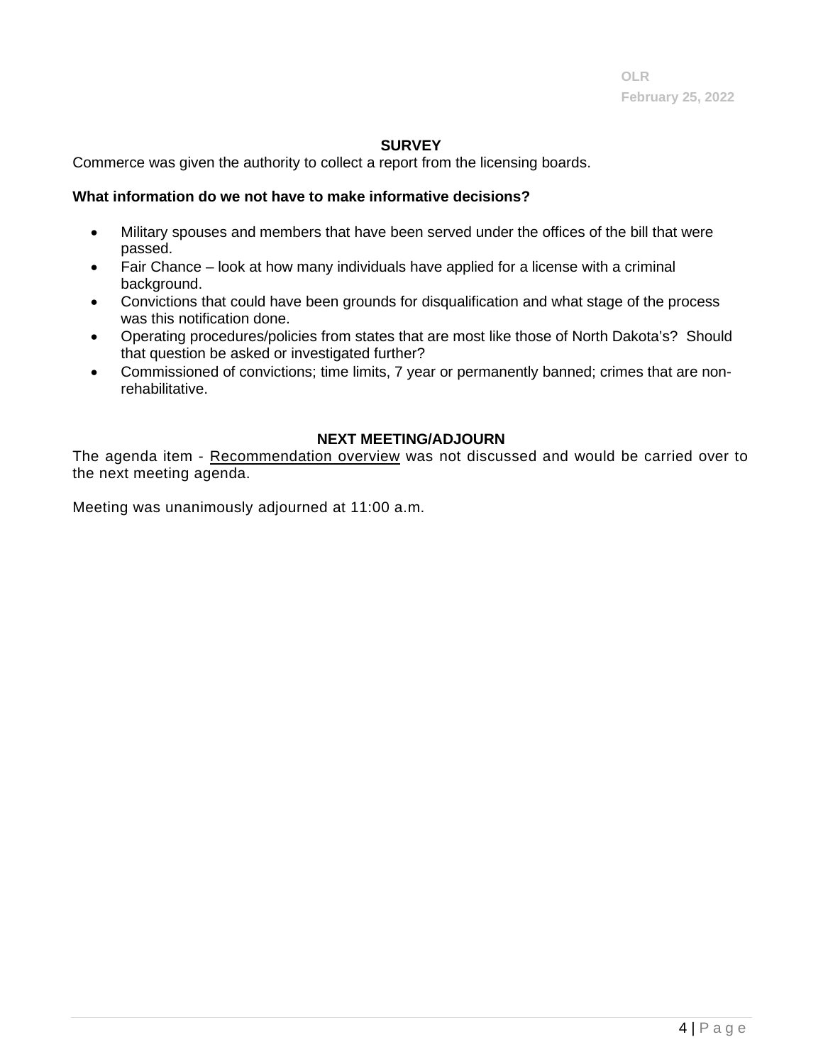## SURVEY

Commerce was given the authority to collect a report from the licensing boards.

**What information do we not have to make informative decisions?**

- Military spouses and members that have been served under the offices of the bill that were passed.
- Fair Chance – look at how many individuals have applied for a license with a criminal background.
- Convictions that could have been grounds for disqualification and what stage of the process was this notification done.
- Operating procedures/policies from states that are most like those of North Dakota's? Should that question be asked or investigated further?
- Commissioned of convictions; time limits, 7 year or permanently banned; crimes that are non-rehabilitative.

## NEXT MEETING/ADJOURN

The agenda item - Recommendation overview was not discussed and would be carried over to the next meeting agenda.

Meeting was unanimously adjourned at 11:00 a.m.